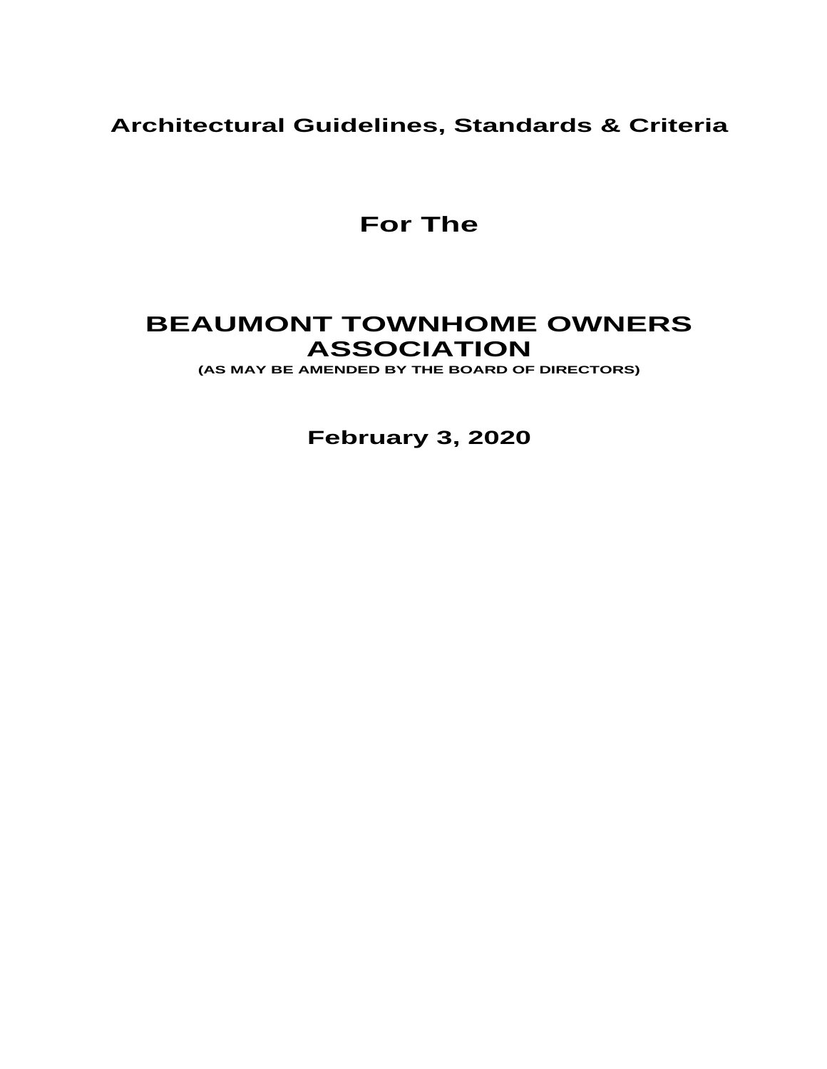# Architectural Guidelines, Standards & Criteria

## For The

# BEAUMONT TOWNHOME OWNERS ASSOCIATION

**(AS MAY BE AMENDED BY THE BOARD OF DIRECTORS)**

**February 3, 2020**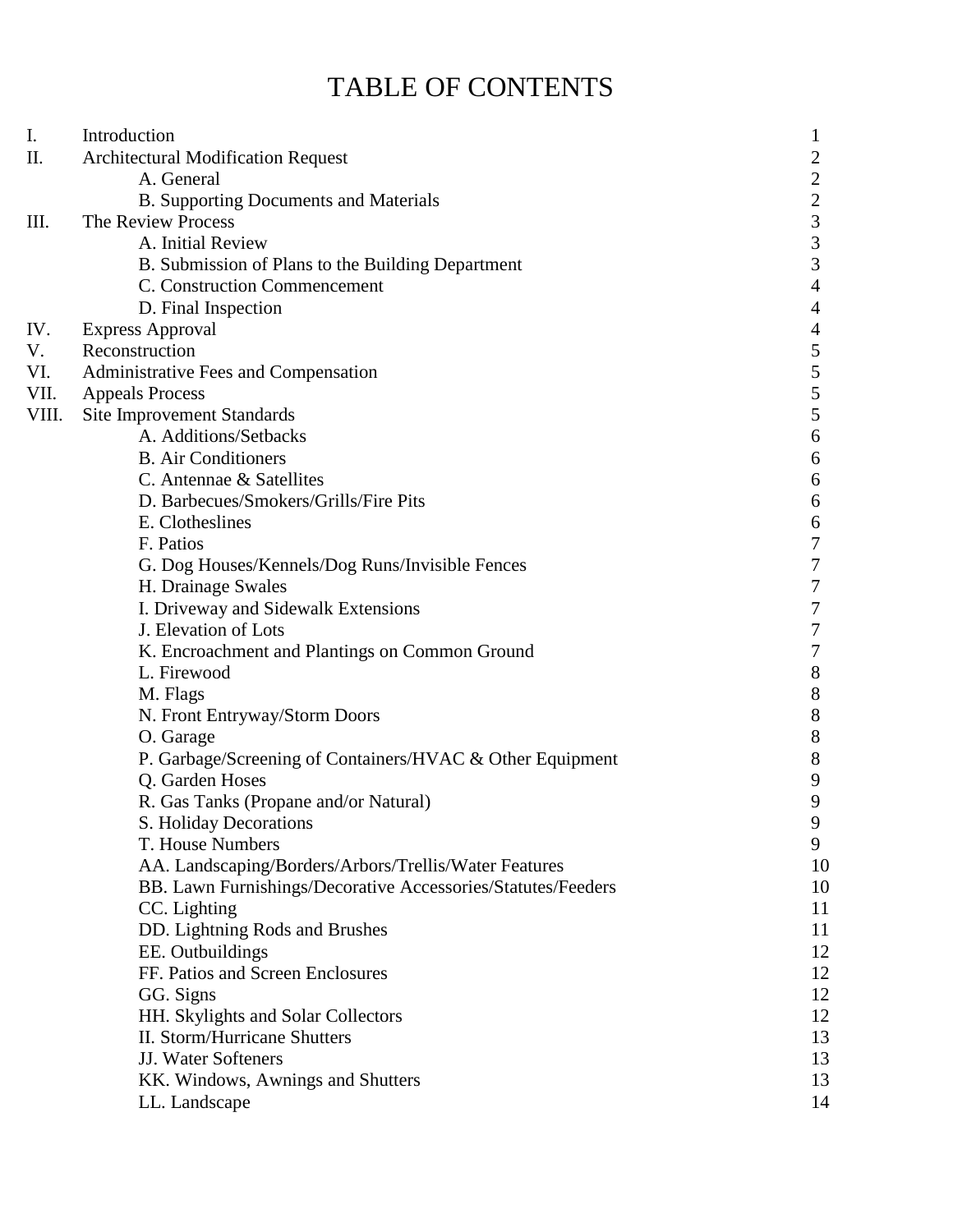# TABLE OF CONTENTS

| | | |
|---|---|---|
| I. | Introduction | 1 |
| II. | Architectural Modification Request | 2 |
| | A. General | 2 |
| | B. Supporting Documents and Materials | 2 |
| III. | The Review Process | 3 |
| | A. Initial Review | 3 |
| | B. Submission of Plans to the Building Department | 3 |
| | C. Construction Commencement | 4 |
| | D. Final Inspection | 4 |
| IV. | Express Approval | 4 |
| V. | Reconstruction | 5 |
| VI. | Administrative Fees and Compensation | 5 |
| VII. | Appeals Process | 5 |
| VIII. | Site Improvement Standards | 5 |
| | A. Additions/Setbacks | 6 |
| | B. Air Conditioners | 6 |
| | C. Antennae & Satellites | 6 |
| | D. Barbecues/Smokers/Grills/Fire Pits | 6 |
| | E. Clotheslines | 6 |
| | F. Patios | 7 |
| | G. Dog Houses/Kennels/Dog Runs/Invisible Fences | 7 |
| | H. Drainage Swales | 7 |
| | I. Driveway and Sidewalk Extensions | 7 |
| | J. Elevation of Lots | 7 |
| | K. Encroachment and Plantings on Common Ground | 7 |
| | L. Firewood | 8 |
| | M. Flags | 8 |
| | N. Front Entryway/Storm Doors | 8 |
| | O. Garage | 8 |
| | P. Garbage/Screening of Containers/HVAC & Other Equipment | 8 |
| | Q. Garden Hoses | 9 |
| | R. Gas Tanks (Propane and/or Natural) | 9 |
| | S. Holiday Decorations | 9 |
| | T. House Numbers | 9 |
| | AA. Landscaping/Borders/Arbors/Trellis/Water Features | 10 |
| | BB. Lawn Furnishings/Decorative Accessories/Statutes/Feeders | 10 |
| | CC. Lighting | 11 |
| | DD. Lightning Rods and Brushes | 11 |
| | EE. Outbuildings | 12 |
| | FF. Patios and Screen Enclosures | 12 |
| | GG. Signs | 12 |
| | HH. Skylights and Solar Collectors | 12 |
| | II. Storm/Hurricane Shutters | 13 |
| | JJ. Water Softeners | 13 |
| | KK. Windows, Awnings and Shutters | 13 |
| | LL. Landscape | 14 |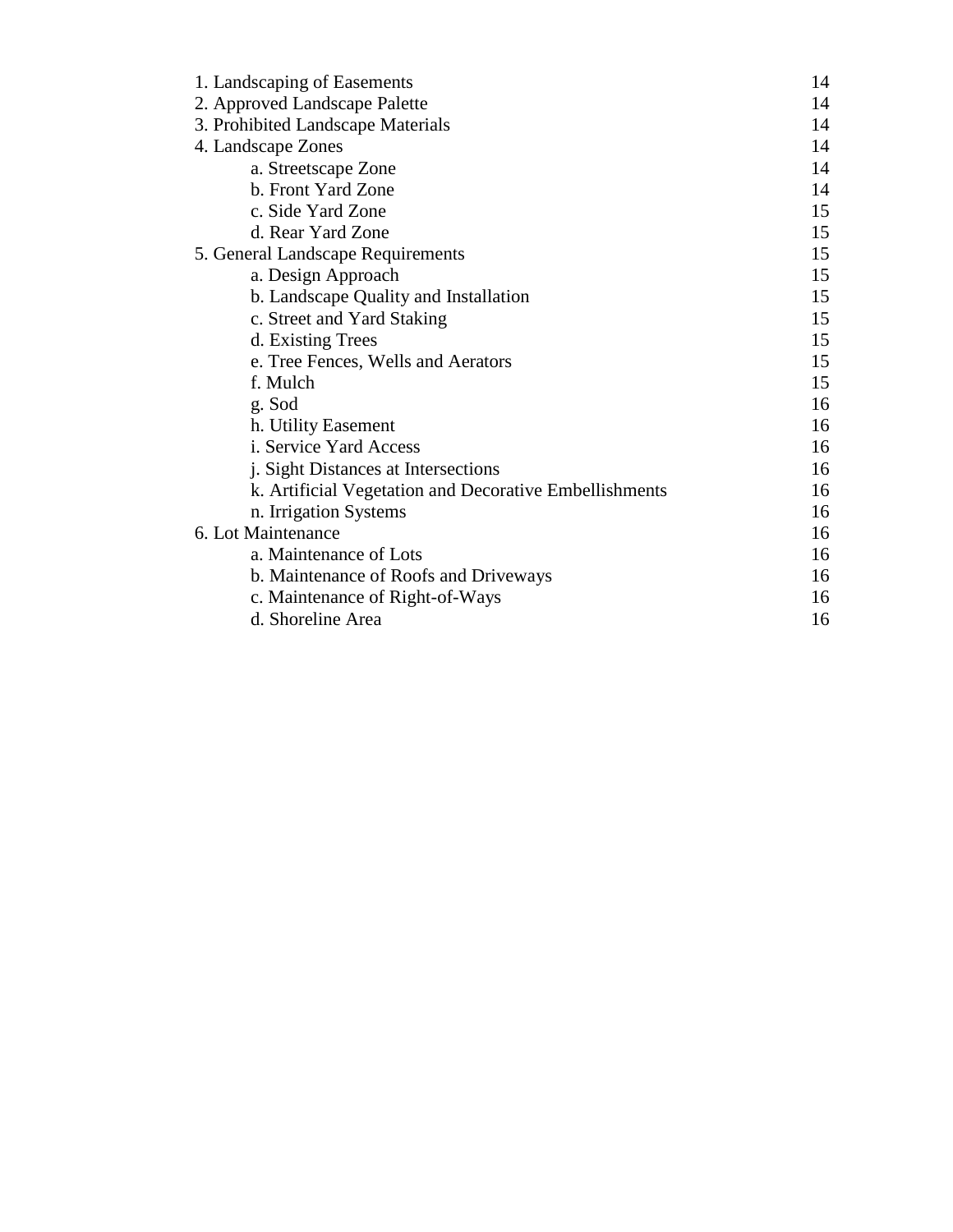| | |
|---|---|
| 1. Landscaping of Easements | 14 |
| 2. Approved Landscape Palette | 14 |
| 3. Prohibited Landscape Materials | 14 |
| 4. Landscape Zones | 14 |
| a. Streetscape Zone | 14 |
| b. Front Yard Zone | 14 |
| c. Side Yard Zone | 15 |
| d. Rear Yard Zone | 15 |
| 5. General Landscape Requirements | 15 |
| a. Design Approach | 15 |
| b. Landscape Quality and Installation | 15 |
| c. Street and Yard Staking | 15 |
| d. Existing Trees | 15 |
| e. Tree Fences, Wells and Aerators | 15 |
| f. Mulch | 15 |
| g. Sod | 16 |
| h. Utility Easement | 16 |
| i. Service Yard Access | 16 |
| j. Sight Distances at Intersections | 16 |
| k. Artificial Vegetation and Decorative Embellishments | 16 |
| n. Irrigation Systems | 16 |
| 6. Lot Maintenance | 16 |
| a. Maintenance of Lots | 16 |
| b. Maintenance of Roofs and Driveways | 16 |
| c. Maintenance of Right-of-Ways | 16 |
| d. Shoreline Area | 16 |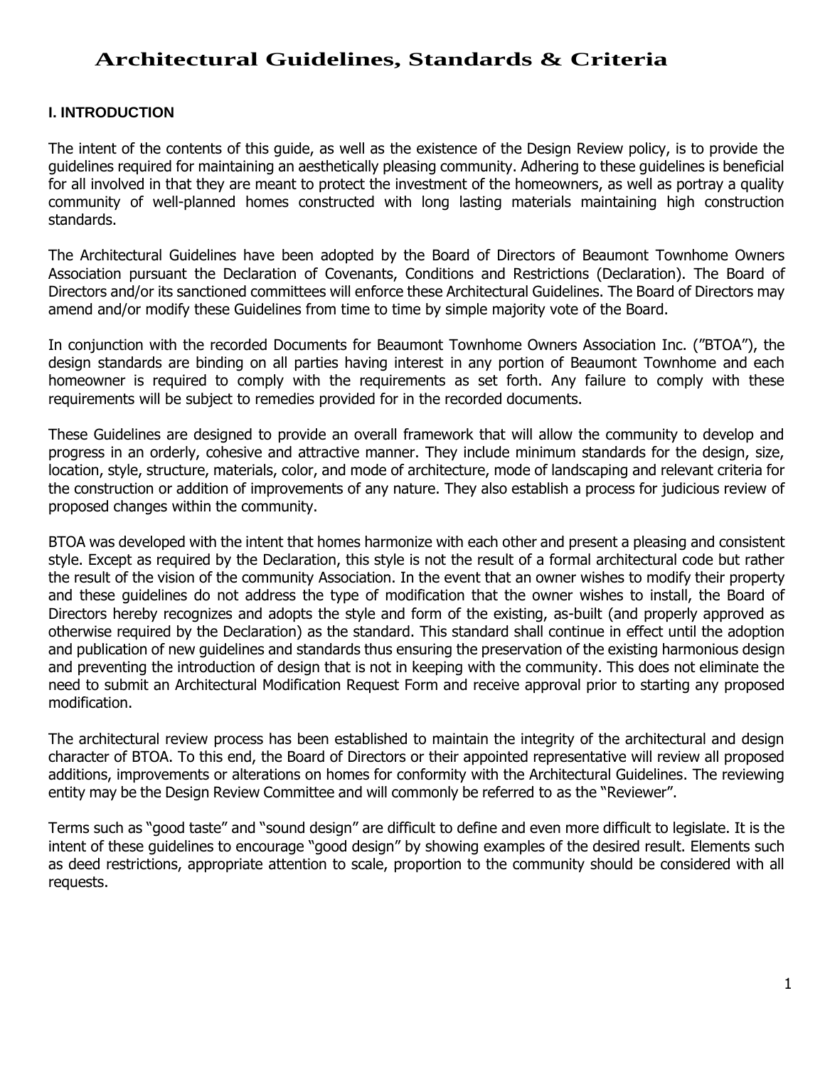# Architectural Guidelines, Standards & Criteria

## I. INTRODUCTION

The intent of the contents of this guide, as well as the existence of the Design Review policy, is to provide the guidelines required for maintaining an aesthetically pleasing community. Adhering to these guidelines is beneficial for all involved in that they are meant to protect the investment of the homeowners, as well as portray a quality community of well-planned homes constructed with long lasting materials maintaining high construction standards.

The Architectural Guidelines have been adopted by the Board of Directors of Beaumont Townhome Owners Association pursuant the Declaration of Covenants, Conditions and Restrictions (Declaration). The Board of Directors and/or its sanctioned committees will enforce these Architectural Guidelines. The Board of Directors may amend and/or modify these Guidelines from time to time by simple majority vote of the Board.

In conjunction with the recorded Documents for Beaumont Townhome Owners Association Inc. ("BTOA"), the design standards are binding on all parties having interest in any portion of Beaumont Townhome and each homeowner is required to comply with the requirements as set forth. Any failure to comply with these requirements will be subject to remedies provided for in the recorded documents.

These Guidelines are designed to provide an overall framework that will allow the community to develop and progress in an orderly, cohesive and attractive manner. They include minimum standards for the design, size, location, style, structure, materials, color, and mode of architecture, mode of landscaping and relevant criteria for the construction or addition of improvements of any nature. They also establish a process for judicious review of proposed changes within the community.

BTOA was developed with the intent that homes harmonize with each other and present a pleasing and consistent style. Except as required by the Declaration, this style is not the result of a formal architectural code but rather the result of the vision of the community Association. In the event that an owner wishes to modify their property and these guidelines do not address the type of modification that the owner wishes to install, the Board of Directors hereby recognizes and adopts the style and form of the existing, as-built (and properly approved as otherwise required by the Declaration) as the standard. This standard shall continue in effect until the adoption and publication of new guidelines and standards thus ensuring the preservation of the existing harmonious design and preventing the introduction of design that is not in keeping with the community. This does not eliminate the need to submit an Architectural Modification Request Form and receive approval prior to starting any proposed modification.

The architectural review process has been established to maintain the integrity of the architectural and design character of BTOA. To this end, the Board of Directors or their appointed representative will review all proposed additions, improvements or alterations on homes for conformity with the Architectural Guidelines. The reviewing entity may be the Design Review Committee and will commonly be referred to as the "Reviewer".

Terms such as "good taste" and "sound design" are difficult to define and even more difficult to legislate. It is the intent of these guidelines to encourage "good design" by showing examples of the desired result. Elements such as deed restrictions, appropriate attention to scale, proportion to the community should be considered with all requests.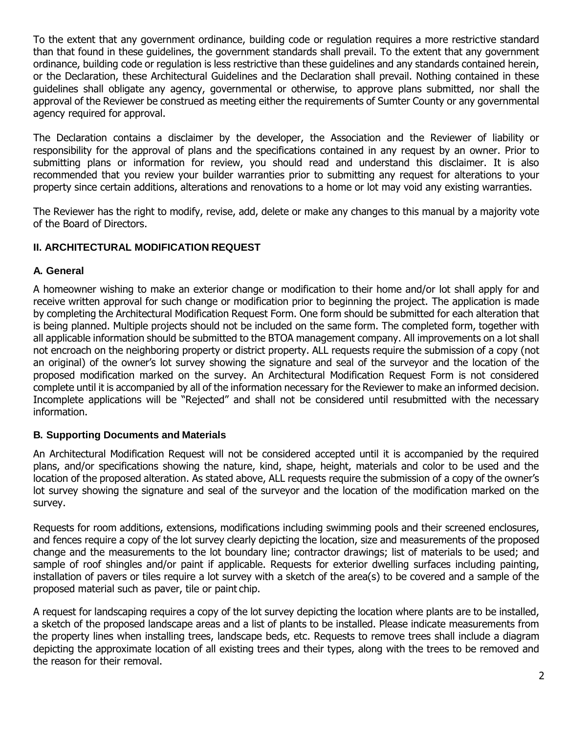To the extent that any government ordinance, building code or regulation requires a more restrictive standard than that found in these guidelines, the government standards shall prevail. To the extent that any government ordinance, building code or regulation is less restrictive than these guidelines and any standards contained herein, or the Declaration, these Architectural Guidelines and the Declaration shall prevail. Nothing contained in these guidelines shall obligate any agency, governmental or otherwise, to approve plans submitted, nor shall the approval of the Reviewer be construed as meeting either the requirements of Sumter County or any governmental agency required for approval.

The Declaration contains a disclaimer by the developer, the Association and the Reviewer of liability or responsibility for the approval of plans and the specifications contained in any request by an owner. Prior to submitting plans or information for review, you should read and understand this disclaimer. It is also recommended that you review your builder warranties prior to submitting any request for alterations to your property since certain additions, alterations and renovations to a home or lot may void any existing warranties.

The Reviewer has the right to modify, revise, add, delete or make any changes to this manual by a majority vote of the Board of Directors.

## II. ARCHITECTURAL MODIFICATION REQUEST

### A. General

A homeowner wishing to make an exterior change or modification to their home and/or lot shall apply for and receive written approval for such change or modification prior to beginning the project. The application is made by completing the Architectural Modification Request Form. One form should be submitted for each alteration that is being planned. Multiple projects should not be included on the same form. The completed form, together with all applicable information should be submitted to the BTOA management company. All improvements on a lot shall not encroach on the neighboring property or district property. ALL requests require the submission of a copy (not an original) of the owner's lot survey showing the signature and seal of the surveyor and the location of the proposed modification marked on the survey. An Architectural Modification Request Form is not considered complete until it is accompanied by all of the information necessary for the Reviewer to make an informed decision. Incomplete applications will be "Rejected" and shall not be considered until resubmitted with the necessary information.

### B. Supporting Documents and Materials

An Architectural Modification Request will not be considered accepted until it is accompanied by the required plans, and/or specifications showing the nature, kind, shape, height, materials and color to be used and the location of the proposed alteration. As stated above, ALL requests require the submission of a copy of the owner's lot survey showing the signature and seal of the surveyor and the location of the modification marked on the survey.

Requests for room additions, extensions, modifications including swimming pools and their screened enclosures, and fences require a copy of the lot survey clearly depicting the location, size and measurements of the proposed change and the measurements to the lot boundary line; contractor drawings; list of materials to be used; and sample of roof shingles and/or paint if applicable. Requests for exterior dwelling surfaces including painting, installation of pavers or tiles require a lot survey with a sketch of the area(s) to be covered and a sample of the proposed material such as paver, tile or paint chip.

A request for landscaping requires a copy of the lot survey depicting the location where plants are to be installed, a sketch of the proposed landscape areas and a list of plants to be installed. Please indicate measurements from the property lines when installing trees, landscape beds, etc. Requests to remove trees shall include a diagram depicting the approximate location of all existing trees and their types, along with the trees to be removed and the reason for their removal.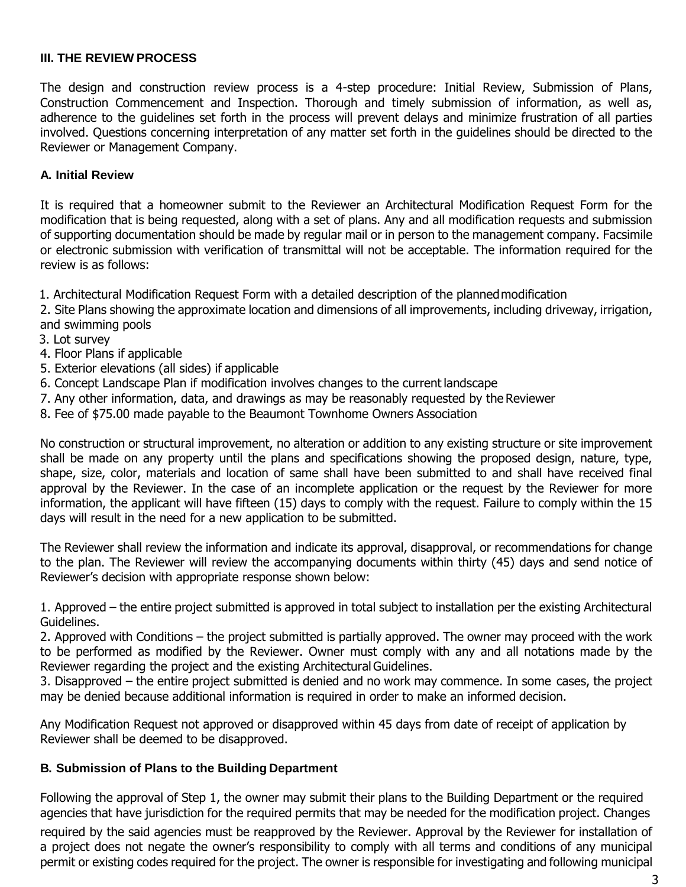## III. THE REVIEW PROCESS

The design and construction review process is a 4-step procedure: Initial Review, Submission of Plans, Construction Commencement and Inspection. Thorough and timely submission of information, as well as, adherence to the guidelines set forth in the process will prevent delays and minimize frustration of all parties involved. Questions concerning interpretation of any matter set forth in the guidelines should be directed to the Reviewer or Management Company.

### A. Initial Review

It is required that a homeowner submit to the Reviewer an Architectural Modification Request Form for the modification that is being requested, along with a set of plans. Any and all modification requests and submission of supporting documentation should be made by regular mail or in person to the management company. Facsimile or electronic submission with verification of transmittal will not be acceptable. The information required for the review is as follows:

1. Architectural Modification Request Form with a detailed description of the planned modification
2. Site Plans showing the approximate location and dimensions of all improvements, including driveway, irrigation, and swimming pools
3. Lot survey
4. Floor Plans if applicable
5. Exterior elevations (all sides) if applicable
6. Concept Landscape Plan if modification involves changes to the current landscape
7. Any other information, data, and drawings as may be reasonably requested by the Reviewer
8. Fee of $75.00 made payable to the Beaumont Townhome Owners Association

No construction or structural improvement, no alteration or addition to any existing structure or site improvement shall be made on any property until the plans and specifications showing the proposed design, nature, type, shape, size, color, materials and location of same shall have been submitted to and shall have received final approval by the Reviewer. In the case of an incomplete application or the request by the Reviewer for more information, the applicant will have fifteen (15) days to comply with the request. Failure to comply within the 15 days will result in the need for a new application to be submitted.

The Reviewer shall review the information and indicate its approval, disapproval, or recommendations for change to the plan. The Reviewer will review the accompanying documents within thirty (45) days and send notice of Reviewer's decision with appropriate response shown below:

1. Approved – the entire project submitted is approved in total subject to installation per the existing Architectural Guidelines.
2. Approved with Conditions – the project submitted is partially approved. The owner may proceed with the work to be performed as modified by the Reviewer. Owner must comply with any and all notations made by the Reviewer regarding the project and the existing Architectural Guidelines.
3. Disapproved – the entire project submitted is denied and no work may commence. In some cases, the project may be denied because additional information is required in order to make an informed decision.

Any Modification Request not approved or disapproved within 45 days from date of receipt of application by Reviewer shall be deemed to be disapproved.

### B. Submission of Plans to the Building Department

Following the approval of Step 1, the owner may submit their plans to the Building Department or the required agencies that have jurisdiction for the required permits that may be needed for the modification project. Changes required by the said agencies must be reapproved by the Reviewer. Approval by the Reviewer for installation of a project does not negate the owner's responsibility to comply with all terms and conditions of any municipal permit or existing codes required for the project. The owner is responsible for investigating and following municipal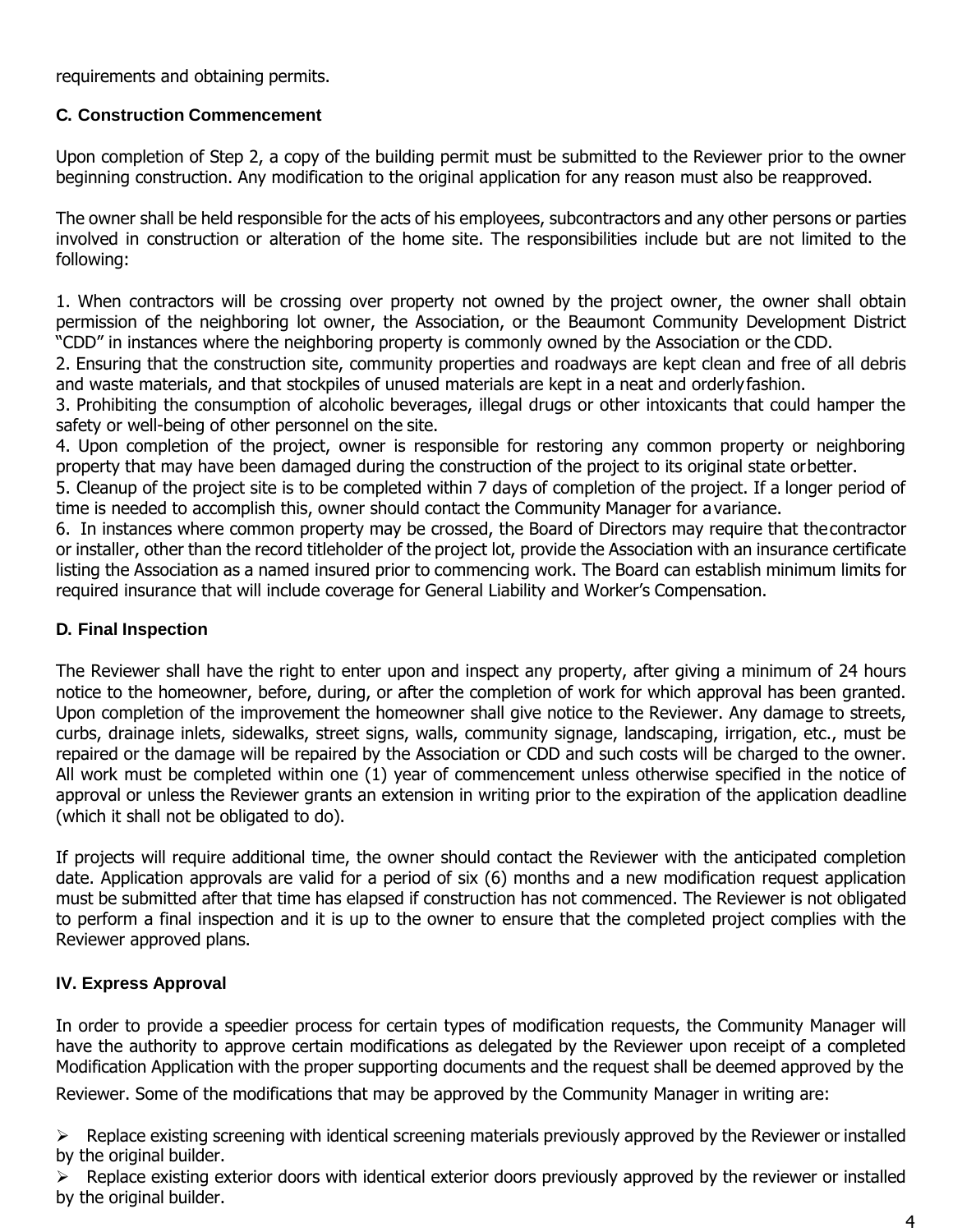requirements and obtaining permits.

### C. Construction Commencement

Upon completion of Step 2, a copy of the building permit must be submitted to the Reviewer prior to the owner beginning construction. Any modification to the original application for any reason must also be reapproved.

The owner shall be held responsible for the acts of his employees, subcontractors and any other persons or parties involved in construction or alteration of the home site. The responsibilities include but are not limited to the following:

1. When contractors will be crossing over property not owned by the project owner, the owner shall obtain permission of the neighboring lot owner, the Association, or the Beaumont Community Development District "CDD" in instances where the neighboring property is commonly owned by the Association or the CDD.
2. Ensuring that the construction site, community properties and roadways are kept clean and free of all debris and waste materials, and that stockpiles of unused materials are kept in a neat and orderly fashion.
3. Prohibiting the consumption of alcoholic beverages, illegal drugs or other intoxicants that could hamper the safety or well-being of other personnel on the site.
4. Upon completion of the project, owner is responsible for restoring any common property or neighboring property that may have been damaged during the construction of the project to its original state or better.
5. Cleanup of the project site is to be completed within 7 days of completion of the project. If a longer period of time is needed to accomplish this, owner should contact the Community Manager for a variance.
6. In instances where common property may be crossed, the Board of Directors may require that the contractor or installer, other than the record titleholder of the project lot, provide the Association with an insurance certificate listing the Association as a named insured prior to commencing work. The Board can establish minimum limits for required insurance that will include coverage for General Liability and Worker's Compensation.

### D. Final Inspection

The Reviewer shall have the right to enter upon and inspect any property, after giving a minimum of 24 hours notice to the homeowner, before, during, or after the completion of work for which approval has been granted. Upon completion of the improvement the homeowner shall give notice to the Reviewer. Any damage to streets, curbs, drainage inlets, sidewalks, street signs, walls, community signage, landscaping, irrigation, etc., must be repaired or the damage will be repaired by the Association or CDD and such costs will be charged to the owner. All work must be completed within one (1) year of commencement unless otherwise specified in the notice of approval or unless the Reviewer grants an extension in writing prior to the expiration of the application deadline (which it shall not be obligated to do).

If projects will require additional time, the owner should contact the Reviewer with the anticipated completion date. Application approvals are valid for a period of six (6) months and a new modification request application must be submitted after that time has elapsed if construction has not commenced. The Reviewer is not obligated to perform a final inspection and it is up to the owner to ensure that the completed project complies with the Reviewer approved plans.

## IV. Express Approval

In order to provide a speedier process for certain types of modification requests, the Community Manager will have the authority to approve certain modifications as delegated by the Reviewer upon receipt of a completed Modification Application with the proper supporting documents and the request shall be deemed approved by the Reviewer. Some of the modifications that may be approved by the Community Manager in writing are:

- Replace existing screening with identical screening materials previously approved by the Reviewer or installed by the original builder.
- Replace existing exterior doors with identical exterior doors previously approved by the reviewer or installed by the original builder.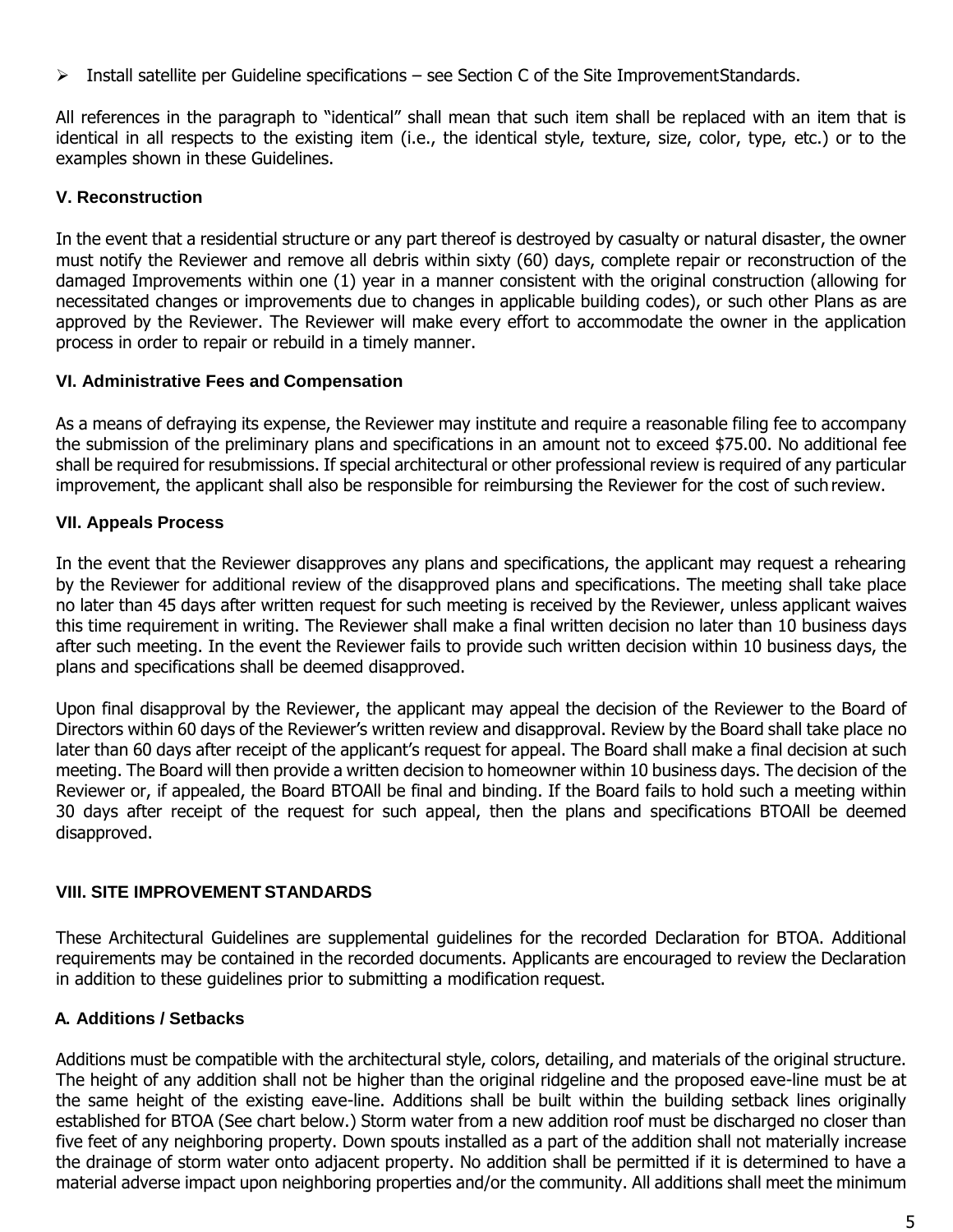- Install satellite per Guideline specifications – see Section C of the Site ImprovementStandards.

All references in the paragraph to "identical" shall mean that such item shall be replaced with an item that is identical in all respects to the existing item (i.e., the identical style, texture, size, color, type, etc.) or to the examples shown in these Guidelines.

### V. Reconstruction

In the event that a residential structure or any part thereof is destroyed by casualty or natural disaster, the owner must notify the Reviewer and remove all debris within sixty (60) days, complete repair or reconstruction of the damaged Improvements within one (1) year in a manner consistent with the original construction (allowing for necessitated changes or improvements due to changes in applicable building codes), or such other Plans as are approved by the Reviewer. The Reviewer will make every effort to accommodate the owner in the application process in order to repair or rebuild in a timely manner.

### VI. Administrative Fees and Compensation

As a means of defraying its expense, the Reviewer may institute and require a reasonable filing fee to accompany the submission of the preliminary plans and specifications in an amount not to exceed $75.00. No additional fee shall be required for resubmissions. If special architectural or other professional review is required of any particular improvement, the applicant shall also be responsible for reimbursing the Reviewer for the cost of such review.

### VII. Appeals Process

In the event that the Reviewer disapproves any plans and specifications, the applicant may request a rehearing by the Reviewer for additional review of the disapproved plans and specifications. The meeting shall take place no later than 45 days after written request for such meeting is received by the Reviewer, unless applicant waives this time requirement in writing. The Reviewer shall make a final written decision no later than 10 business days after such meeting. In the event the Reviewer fails to provide such written decision within 10 business days, the plans and specifications shall be deemed disapproved.

Upon final disapproval by the Reviewer, the applicant may appeal the decision of the Reviewer to the Board of Directors within 60 days of the Reviewer's written review and disapproval. Review by the Board shall take place no later than 60 days after receipt of the applicant's request for appeal. The Board shall make a final decision at such meeting. The Board will then provide a written decision to homeowner within 10 business days. The decision of the Reviewer or, if appealed, the Board BTOAll be final and binding. If the Board fails to hold such a meeting within 30 days after receipt of the request for such appeal, then the plans and specifications BTOAll be deemed disapproved.

## VIII. SITE IMPROVEMENT STANDARDS

These Architectural Guidelines are supplemental guidelines for the recorded Declaration for BTOA. Additional requirements may be contained in the recorded documents. Applicants are encouraged to review the Declaration in addition to these guidelines prior to submitting a modification request.

### A. Additions / Setbacks

Additions must be compatible with the architectural style, colors, detailing, and materials of the original structure. The height of any addition shall not be higher than the original ridgeline and the proposed eave-line must be at the same height of the existing eave-line. Additions shall be built within the building setback lines originally established for BTOA (See chart below.) Storm water from a new addition roof must be discharged no closer than five feet of any neighboring property. Down spouts installed as a part of the addition shall not materially increase the drainage of storm water onto adjacent property. No addition shall be permitted if it is determined to have a material adverse impact upon neighboring properties and/or the community. All additions shall meet the minimum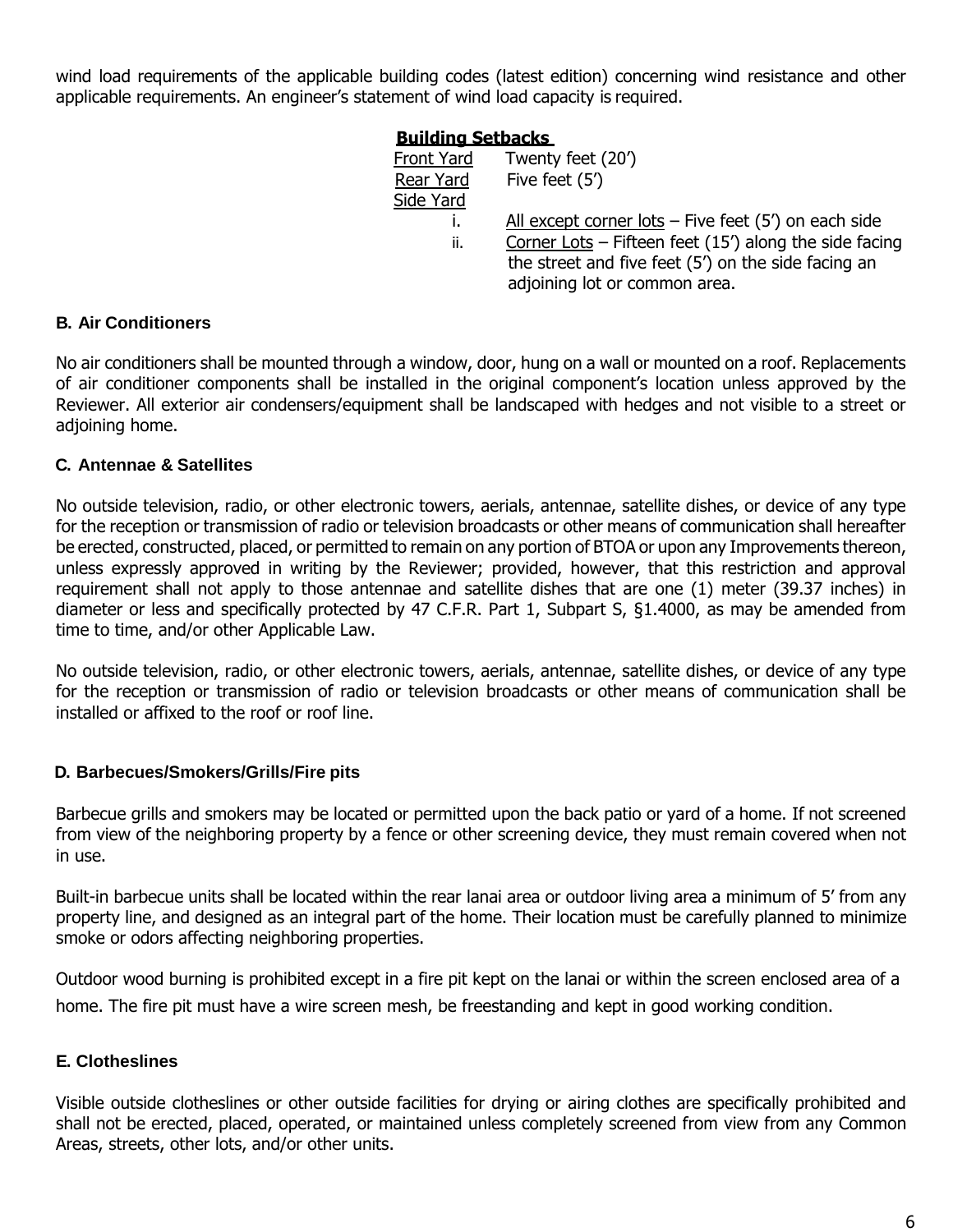wind load requirements of the applicable building codes (latest edition) concerning wind resistance and other applicable requirements. An engineer's statement of wind load capacity is required.

**Building Setbacks**

Front Yard Twenty feet (20')

Rear Yard Five feet (5')

Side Yard

i. All except corner lots – Five feet (5') on each side

ii. Corner Lots – Fifteen feet (15') along the side facing the street and five feet (5') on the side facing an adjoining lot or common area.

### B. Air Conditioners

No air conditioners shall be mounted through a window, door, hung on a wall or mounted on a roof. Replacements of air conditioner components shall be installed in the original component's location unless approved by the Reviewer. All exterior air condensers/equipment shall be landscaped with hedges and not visible to a street or adjoining home.

### C. Antennae & Satellites

No outside television, radio, or other electronic towers, aerials, antennae, satellite dishes, or device of any type for the reception or transmission of radio or television broadcasts or other means of communication shall hereafter be erected, constructed, placed, or permitted to remain on any portion of BTOA or upon any Improvements thereon, unless expressly approved in writing by the Reviewer; provided, however, that this restriction and approval requirement shall not apply to those antennae and satellite dishes that are one (1) meter (39.37 inches) in diameter or less and specifically protected by 47 C.F.R. Part 1, Subpart S, §1.4000, as may be amended from time to time, and/or other Applicable Law.

No outside television, radio, or other electronic towers, aerials, antennae, satellite dishes, or device of any type for the reception or transmission of radio or television broadcasts or other means of communication shall be installed or affixed to the roof or roof line.

### D. Barbecues/Smokers/Grills/Fire pits

Barbecue grills and smokers may be located or permitted upon the back patio or yard of a home. If not screened from view of the neighboring property by a fence or other screening device, they must remain covered when not in use.

Built-in barbecue units shall be located within the rear lanai area or outdoor living area a minimum of 5' from any property line, and designed as an integral part of the home. Their location must be carefully planned to minimize smoke or odors affecting neighboring properties.

Outdoor wood burning is prohibited except in a fire pit kept on the lanai or within the screen enclosed area of a home. The fire pit must have a wire screen mesh, be freestanding and kept in good working condition.

### E. Clotheslines

Visible outside clotheslines or other outside facilities for drying or airing clothes are specifically prohibited and shall not be erected, placed, operated, or maintained unless completely screened from view from any Common Areas, streets, other lots, and/or other units.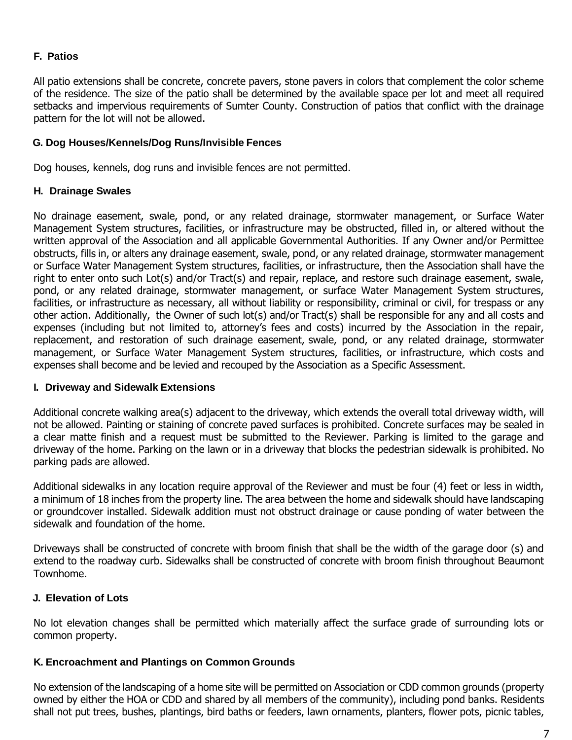### F. Patios

All patio extensions shall be concrete, concrete pavers, stone pavers in colors that complement the color scheme of the residence. The size of the patio shall be determined by the available space per lot and meet all required setbacks and impervious requirements of Sumter County. Construction of patios that conflict with the drainage pattern for the lot will not be allowed.

### G. Dog Houses/Kennels/Dog Runs/Invisible Fences

Dog houses, kennels, dog runs and invisible fences are not permitted.

### H. Drainage Swales

No drainage easement, swale, pond, or any related drainage, stormwater management, or Surface Water Management System structures, facilities, or infrastructure may be obstructed, filled in, or altered without the written approval of the Association and all applicable Governmental Authorities. If any Owner and/or Permittee obstructs, fills in, or alters any drainage easement, swale, pond, or any related drainage, stormwater management or Surface Water Management System structures, facilities, or infrastructure, then the Association shall have the right to enter onto such Lot(s) and/or Tract(s) and repair, replace, and restore such drainage easement, swale, pond, or any related drainage, stormwater management, or surface Water Management System structures, facilities, or infrastructure as necessary, all without liability or responsibility, criminal or civil, for trespass or any other action. Additionally, the Owner of such lot(s) and/or Tract(s) shall be responsible for any and all costs and expenses (including but not limited to, attorney's fees and costs) incurred by the Association in the repair, replacement, and restoration of such drainage easement, swale, pond, or any related drainage, stormwater management, or Surface Water Management System structures, facilities, or infrastructure, which costs and expenses shall become and be levied and recouped by the Association as a Specific Assessment.

### I. Driveway and Sidewalk Extensions

Additional concrete walking area(s) adjacent to the driveway, which extends the overall total driveway width, will not be allowed. Painting or staining of concrete paved surfaces is prohibited. Concrete surfaces may be sealed in a clear matte finish and a request must be submitted to the Reviewer. Parking is limited to the garage and driveway of the home. Parking on the lawn or in a driveway that blocks the pedestrian sidewalk is prohibited. No parking pads are allowed.

Additional sidewalks in any location require approval of the Reviewer and must be four (4) feet or less in width, a minimum of 18 inches from the property line. The area between the home and sidewalk should have landscaping or groundcover installed. Sidewalk addition must not obstruct drainage or cause ponding of water between the sidewalk and foundation of the home.

Driveways shall be constructed of concrete with broom finish that shall be the width of the garage door (s) and extend to the roadway curb. Sidewalks shall be constructed of concrete with broom finish throughout Beaumont Townhome.

### J. Elevation of Lots

No lot elevation changes shall be permitted which materially affect the surface grade of surrounding lots or common property.

### K. Encroachment and Plantings on Common Grounds

No extension of the landscaping of a home site will be permitted on Association or CDD common grounds (property owned by either the HOA or CDD and shared by all members of the community), including pond banks. Residents shall not put trees, bushes, plantings, bird baths or feeders, lawn ornaments, planters, flower pots, picnic tables,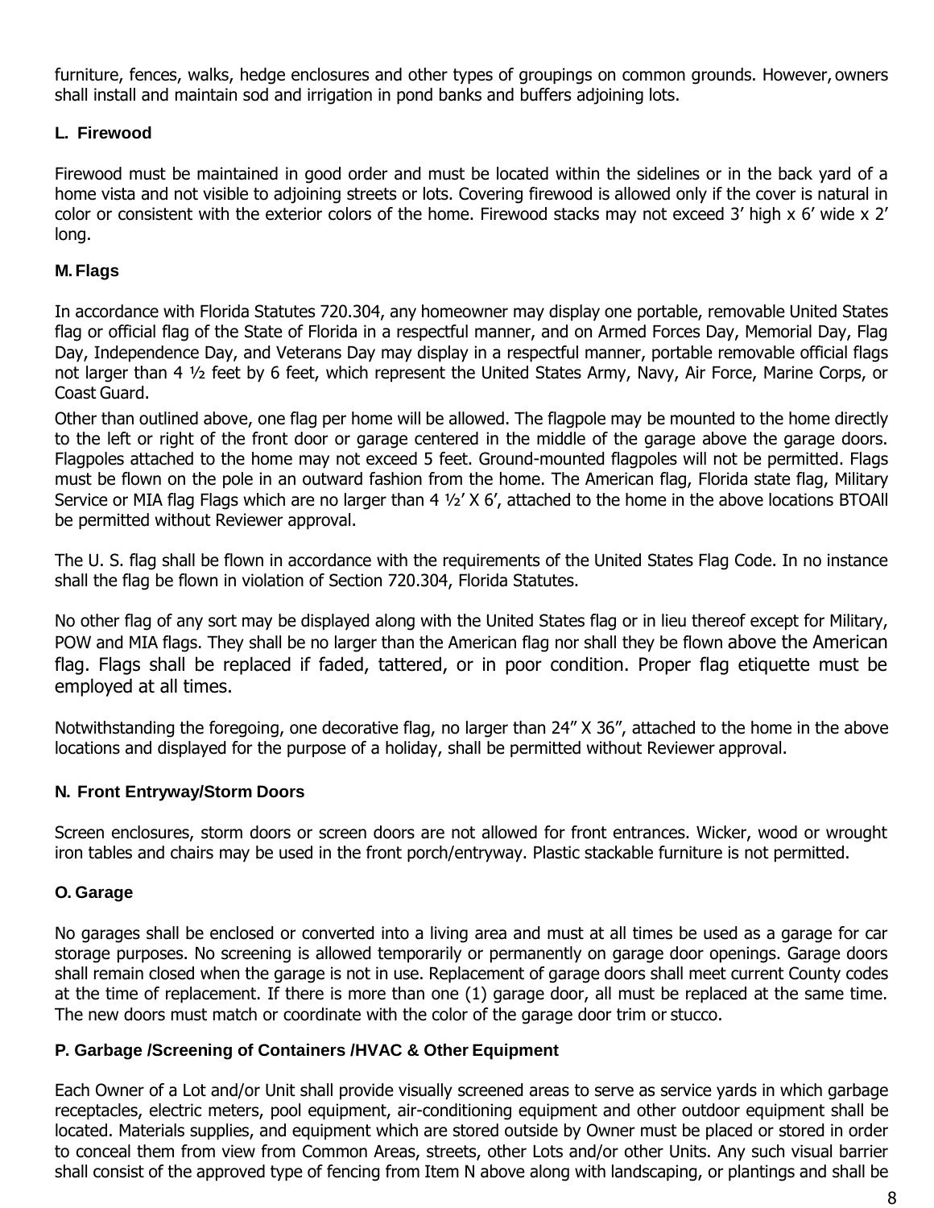furniture, fences, walks, hedge enclosures and other types of groupings on common grounds. However, owners shall install and maintain sod and irrigation in pond banks and buffers adjoining lots.

### L. Firewood

Firewood must be maintained in good order and must be located within the sidelines or in the back yard of a home vista and not visible to adjoining streets or lots. Covering firewood is allowed only if the cover is natural in color or consistent with the exterior colors of the home. Firewood stacks may not exceed 3' high x 6' wide x 2' long.

### M. Flags

In accordance with Florida Statutes 720.304, any homeowner may display one portable, removable United States flag or official flag of the State of Florida in a respectful manner, and on Armed Forces Day, Memorial Day, Flag Day, Independence Day, and Veterans Day may display in a respectful manner, portable removable official flags not larger than 4 ½ feet by 6 feet, which represent the United States Army, Navy, Air Force, Marine Corps, or Coast Guard.

Other than outlined above, one flag per home will be allowed. The flagpole may be mounted to the home directly to the left or right of the front door or garage centered in the middle of the garage above the garage doors. Flagpoles attached to the home may not exceed 5 feet. Ground-mounted flagpoles will not be permitted. Flags must be flown on the pole in an outward fashion from the home. The American flag, Florida state flag, Military Service or MIA flag Flags which are no larger than 4 ½' X 6', attached to the home in the above locations BTOAll be permitted without Reviewer approval.

The U. S. flag shall be flown in accordance with the requirements of the United States Flag Code. In no instance shall the flag be flown in violation of Section 720.304, Florida Statutes.

No other flag of any sort may be displayed along with the United States flag or in lieu thereof except for Military, POW and MIA flags. They shall be no larger than the American flag nor shall they be flown above the American flag. Flags shall be replaced if faded, tattered, or in poor condition. Proper flag etiquette must be employed at all times.

Notwithstanding the foregoing, one decorative flag, no larger than 24" X 36", attached to the home in the above locations and displayed for the purpose of a holiday, shall be permitted without Reviewer approval.

### N. Front Entryway/Storm Doors

Screen enclosures, storm doors or screen doors are not allowed for front entrances. Wicker, wood or wrought iron tables and chairs may be used in the front porch/entryway. Plastic stackable furniture is not permitted.

### O. Garage

No garages shall be enclosed or converted into a living area and must at all times be used as a garage for car storage purposes. No screening is allowed temporarily or permanently on garage door openings. Garage doors shall remain closed when the garage is not in use. Replacement of garage doors shall meet current County codes at the time of replacement. If there is more than one (1) garage door, all must be replaced at the same time. The new doors must match or coordinate with the color of the garage door trim or stucco.

### P. Garbage /Screening of Containers /HVAC & Other Equipment

Each Owner of a Lot and/or Unit shall provide visually screened areas to serve as service yards in which garbage receptacles, electric meters, pool equipment, air-conditioning equipment and other outdoor equipment shall be located. Materials supplies, and equipment which are stored outside by Owner must be placed or stored in order to conceal them from view from Common Areas, streets, other Lots and/or other Units. Any such visual barrier shall consist of the approved type of fencing from Item N above along with landscaping, or plantings and shall be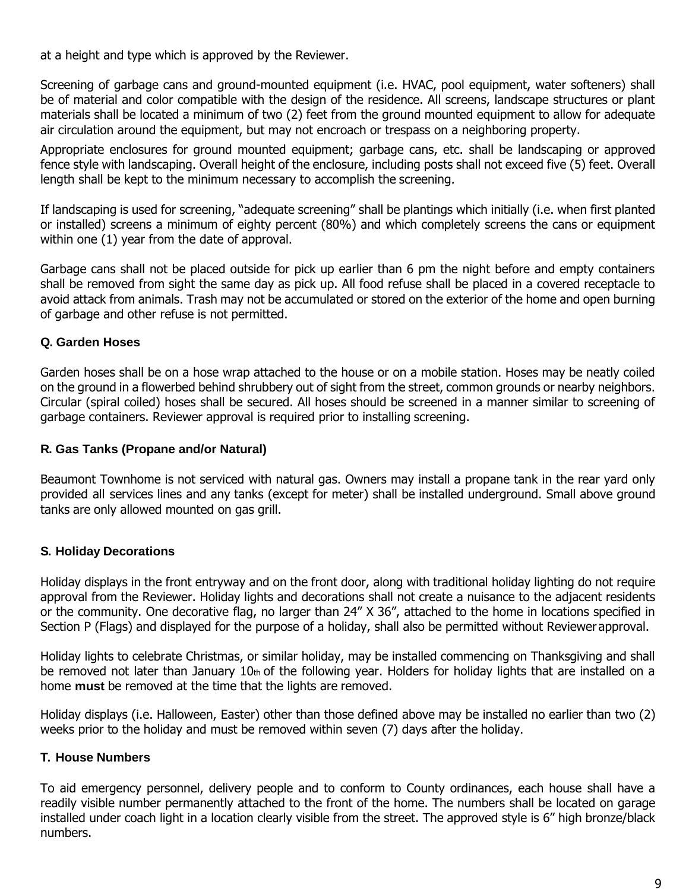at a height and type which is approved by the Reviewer.

Screening of garbage cans and ground-mounted equipment (i.e. HVAC, pool equipment, water softeners) shall be of material and color compatible with the design of the residence. All screens, landscape structures or plant materials shall be located a minimum of two (2) feet from the ground mounted equipment to allow for adequate air circulation around the equipment, but may not encroach or trespass on a neighboring property.

Appropriate enclosures for ground mounted equipment; garbage cans, etc. shall be landscaping or approved fence style with landscaping. Overall height of the enclosure, including posts shall not exceed five (5) feet. Overall length shall be kept to the minimum necessary to accomplish the screening.

If landscaping is used for screening, "adequate screening" shall be plantings which initially (i.e. when first planted or installed) screens a minimum of eighty percent (80%) and which completely screens the cans or equipment within one (1) year from the date of approval.

Garbage cans shall not be placed outside for pick up earlier than 6 pm the night before and empty containers shall be removed from sight the same day as pick up. All food refuse shall be placed in a covered receptacle to avoid attack from animals. Trash may not be accumulated or stored on the exterior of the home and open burning of garbage and other refuse is not permitted.

**Q. Garden Hoses**

Garden hoses shall be on a hose wrap attached to the house or on a mobile station. Hoses may be neatly coiled on the ground in a flowerbed behind shrubbery out of sight from the street, common grounds or nearby neighbors. Circular (spiral coiled) hoses shall be secured. All hoses should be screened in a manner similar to screening of garbage containers. Reviewer approval is required prior to installing screening.

**R. Gas Tanks (Propane and/or Natural)**

Beaumont Townhome is not serviced with natural gas. Owners may install a propane tank in the rear yard only provided all services lines and any tanks (except for meter) shall be installed underground. Small above ground tanks are only allowed mounted on gas grill.

**S. Holiday Decorations**

Holiday displays in the front entryway and on the front door, along with traditional holiday lighting do not require approval from the Reviewer. Holiday lights and decorations shall not create a nuisance to the adjacent residents or the community. One decorative flag, no larger than 24" X 36", attached to the home in locations specified in Section P (Flags) and displayed for the purpose of a holiday, shall also be permitted without Reviewer approval.

Holiday lights to celebrate Christmas, or similar holiday, may be installed commencing on Thanksgiving and shall be removed not later than January 10th of the following year. Holders for holiday lights that are installed on a home **must** be removed at the time that the lights are removed.

Holiday displays (i.e. Halloween, Easter) other than those defined above may be installed no earlier than two (2) weeks prior to the holiday and must be removed within seven (7) days after the holiday.

**T. House Numbers**

To aid emergency personnel, delivery people and to conform to County ordinances, each house shall have a readily visible number permanently attached to the front of the home. The numbers shall be located on garage installed under coach light in a location clearly visible from the street. The approved style is 6" high bronze/black numbers.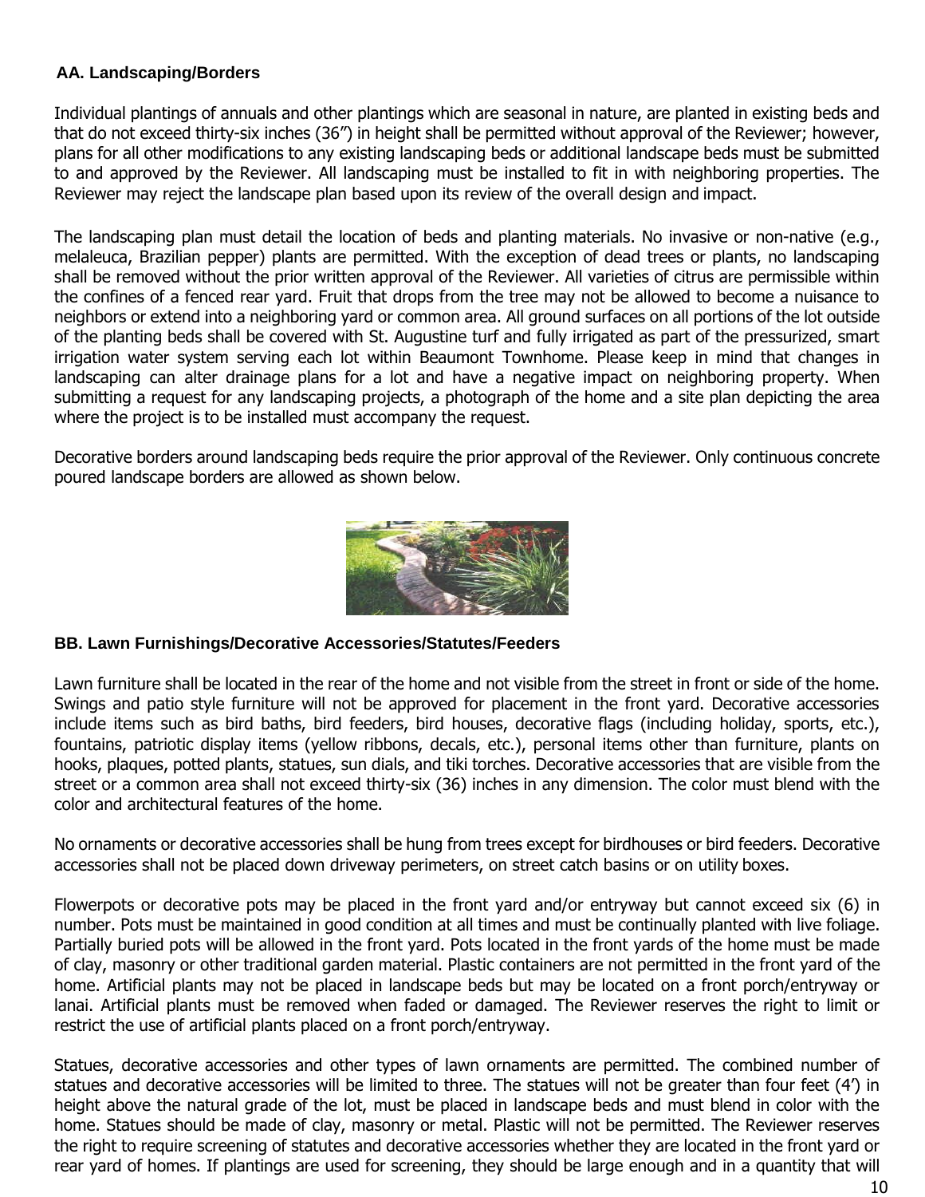### AA. Landscaping/Borders

Individual plantings of annuals and other plantings which are seasonal in nature, are planted in existing beds and that do not exceed thirty-six inches (36”) in height shall be permitted without approval of the Reviewer; however, plans for all other modifications to any existing landscaping beds or additional landscape beds must be submitted to and approved by the Reviewer. All landscaping must be installed to fit in with neighboring properties. The Reviewer may reject the landscape plan based upon its review of the overall design and impact.

The landscaping plan must detail the location of beds and planting materials. No invasive or non-native (e.g., melaleuca, Brazilian pepper) plants are permitted. With the exception of dead trees or plants, no landscaping shall be removed without the prior written approval of the Reviewer. All varieties of citrus are permissible within the confines of a fenced rear yard. Fruit that drops from the tree may not be allowed to become a nuisance to neighbors or extend into a neighboring yard or common area. All ground surfaces on all portions of the lot outside of the planting beds shall be covered with St. Augustine turf and fully irrigated as part of the pressurized, smart irrigation water system serving each lot within Beaumont Townhome. Please keep in mind that changes in landscaping can alter drainage plans for a lot and have a negative impact on neighboring property. When submitting a request for any landscaping projects, a photograph of the home and a site plan depicting the area where the project is to be installed must accompany the request.

Decorative borders around landscaping beds require the prior approval of the Reviewer. Only continuous concrete poured landscape borders are allowed as shown below.

### BB. Lawn Furnishings/Decorative Accessories/Statutes/Feeders

Lawn furniture shall be located in the rear of the home and not visible from the street in front or side of the home. Swings and patio style furniture will not be approved for placement in the front yard. Decorative accessories include items such as bird baths, bird feeders, bird houses, decorative flags (including holiday, sports, etc.), fountains, patriotic display items (yellow ribbons, decals, etc.), personal items other than furniture, plants on hooks, plaques, potted plants, statues, sun dials, and tiki torches. Decorative accessories that are visible from the street or a common area shall not exceed thirty-six (36) inches in any dimension. The color must blend with the color and architectural features of the home.

No ornaments or decorative accessories shall be hung from trees except for birdhouses or bird feeders. Decorative accessories shall not be placed down driveway perimeters, on street catch basins or on utility boxes.

Flowerpots or decorative pots may be placed in the front yard and/or entryway but cannot exceed six (6) in number. Pots must be maintained in good condition at all times and must be continually planted with live foliage. Partially buried pots will be allowed in the front yard. Pots located in the front yards of the home must be made of clay, masonry or other traditional garden material. Plastic containers are not permitted in the front yard of the home. Artificial plants may not be placed in landscape beds but may be located on a front porch/entryway or lanai. Artificial plants must be removed when faded or damaged. The Reviewer reserves the right to limit or restrict the use of artificial plants placed on a front porch/entryway.

Statues, decorative accessories and other types of lawn ornaments are permitted. The combined number of statues and decorative accessories will be limited to three. The statues will not be greater than four feet (4’) in height above the natural grade of the lot, must be placed in landscape beds and must blend in color with the home. Statues should be made of clay, masonry or metal. Plastic will not be permitted. The Reviewer reserves the right to require screening of statutes and decorative accessories whether they are located in the front yard or rear yard of homes. If plantings are used for screening, they should be large enough and in a quantity that will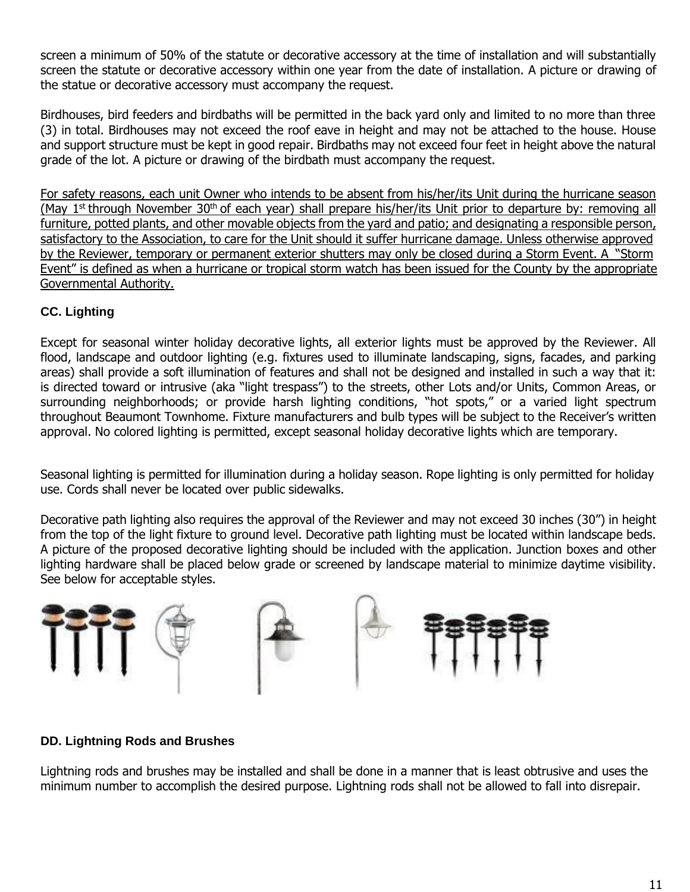screen a minimum of 50% of the statute or decorative accessory at the time of installation and will substantially screen the statute or decorative accessory within one year from the date of installation. A picture or drawing of the statue or decorative accessory must accompany the request.

Birdhouses, bird feeders and birdbaths will be permitted in the back yard only and limited to no more than three (3) in total. Birdhouses may not exceed the roof eave in height and may not be attached to the house. House and support structure must be kept in good repair. Birdbaths may not exceed four feet in height above the natural grade of the lot. A picture or drawing of the birdbath must accompany the request.

<u>For safety reasons, each unit Owner who intends to be absent from his/her/its Unit during the hurricane season (May 1st through November 30th of each year) shall prepare his/her/its Unit prior to departure by: removing all furniture, potted plants, and other movable objects from the yard and patio; and designating a responsible person, satisfactory to the Association, to care for the Unit should it suffer hurricane damage. Unless otherwise approved by the Reviewer, temporary or permanent exterior shutters may only be closed during a Storm Event. A "Storm Event" is defined as when a hurricane or tropical storm watch has been issued for the County by the appropriate Governmental Authority.</u>

## CC. Lighting

Except for seasonal winter holiday decorative lights, all exterior lights must be approved by the Reviewer. All flood, landscape and outdoor lighting (e.g. fixtures used to illuminate landscaping, signs, facades, and parking areas) shall provide a soft illumination of features and shall not be designed and installed in such a way that it: is directed toward or intrusive (aka "light trespass") to the streets, other Lots and/or Units, Common Areas, or surrounding neighborhoods; or provide harsh lighting conditions, "hot spots," or a varied light spectrum throughout Beaumont Townhome. Fixture manufacturers and bulb types will be subject to the Receiver's written approval. No colored lighting is permitted, except seasonal holiday decorative lights which are temporary.

Seasonal lighting is permitted for illumination during a holiday season. Rope lighting is only permitted for holiday use. Cords shall never be located over public sidewalks.

Decorative path lighting also requires the approval of the Reviewer and may not exceed 30 inches (30") in height from the top of the light fixture to ground level. Decorative path lighting must be located within landscape beds. A picture of the proposed decorative lighting should be included with the application. Junction boxes and other lighting hardware shall be placed below grade or screened by landscape material to minimize daytime visibility. See below for acceptable styles.

## DD. Lightning Rods and Brushes

Lightning rods and brushes may be installed and shall be done in a manner that is least obtrusive and uses the minimum number to accomplish the desired purpose. Lightning rods shall not be allowed to fall into disrepair.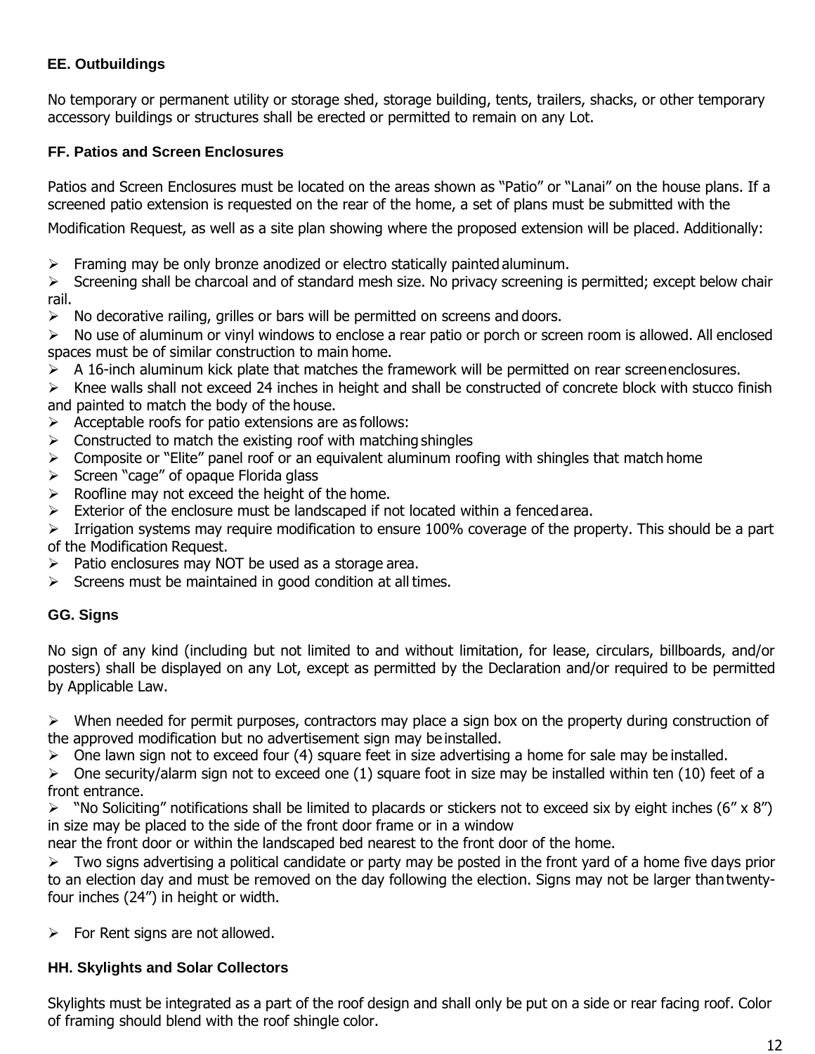### EE. Outbuildings

No temporary or permanent utility or storage shed, storage building, tents, trailers, shacks, or other temporary accessory buildings or structures shall be erected or permitted to remain on any Lot.

### FF. Patios and Screen Enclosures

Patios and Screen Enclosures must be located on the areas shown as "Patio" or "Lanai" on the house plans. If a screened patio extension is requested on the rear of the home, a set of plans must be submitted with the Modification Request, as well as a site plan showing where the proposed extension will be placed. Additionally:

- Framing may be only bronze anodized or electro statically painted aluminum.
- Screening shall be charcoal and of standard mesh size. No privacy screening is permitted; except below chair rail.
- No decorative railing, grilles or bars will be permitted on screens and doors.
- No use of aluminum or vinyl windows to enclose a rear patio or porch or screen room is allowed. All enclosed spaces must be of similar construction to main home.
- A 16-inch aluminum kick plate that matches the framework will be permitted on rear screen enclosures.
- Knee walls shall not exceed 24 inches in height and shall be constructed of concrete block with stucco finish and painted to match the body of the house.
- Acceptable roofs for patio extensions are as follows:
- Constructed to match the existing roof with matching shingles
- Composite or "Elite" panel roof or an equivalent aluminum roofing with shingles that match home
- Screen "cage" of opaque Florida glass
- Roofline may not exceed the height of the home.
- Exterior of the enclosure must be landscaped if not located within a fenced area.
- Irrigation systems may require modification to ensure 100% coverage of the property. This should be a part of the Modification Request.
- Patio enclosures may NOT be used as a storage area.
- Screens must be maintained in good condition at all times.

### GG. Signs

No sign of any kind (including but not limited to and without limitation, for lease, circulars, billboards, and/or posters) shall be displayed on any Lot, except as permitted by the Declaration and/or required to be permitted by Applicable Law.

- When needed for permit purposes, contractors may place a sign box on the property during construction of the approved modification but no advertisement sign may be installed.
- One lawn sign not to exceed four (4) square feet in size advertising a home for sale may be installed.
- One security/alarm sign not to exceed one (1) square foot in size may be installed within ten (10) feet of a front entrance.
- "No Soliciting" notifications shall be limited to placards or stickers not to exceed six by eight inches (6" x 8") in size may be placed to the side of the front door frame or in a window near the front door or within the landscaped bed nearest to the front door of the home.
- Two signs advertising a political candidate or party may be posted in the front yard of a home five days prior to an election day and must be removed on the day following the election. Signs may not be larger than twenty-four inches (24") in height or width.
- For Rent signs are not allowed.

### HH. Skylights and Solar Collectors

Skylights must be integrated as a part of the roof design and shall only be put on a side or rear facing roof. Color of framing should blend with the roof shingle color.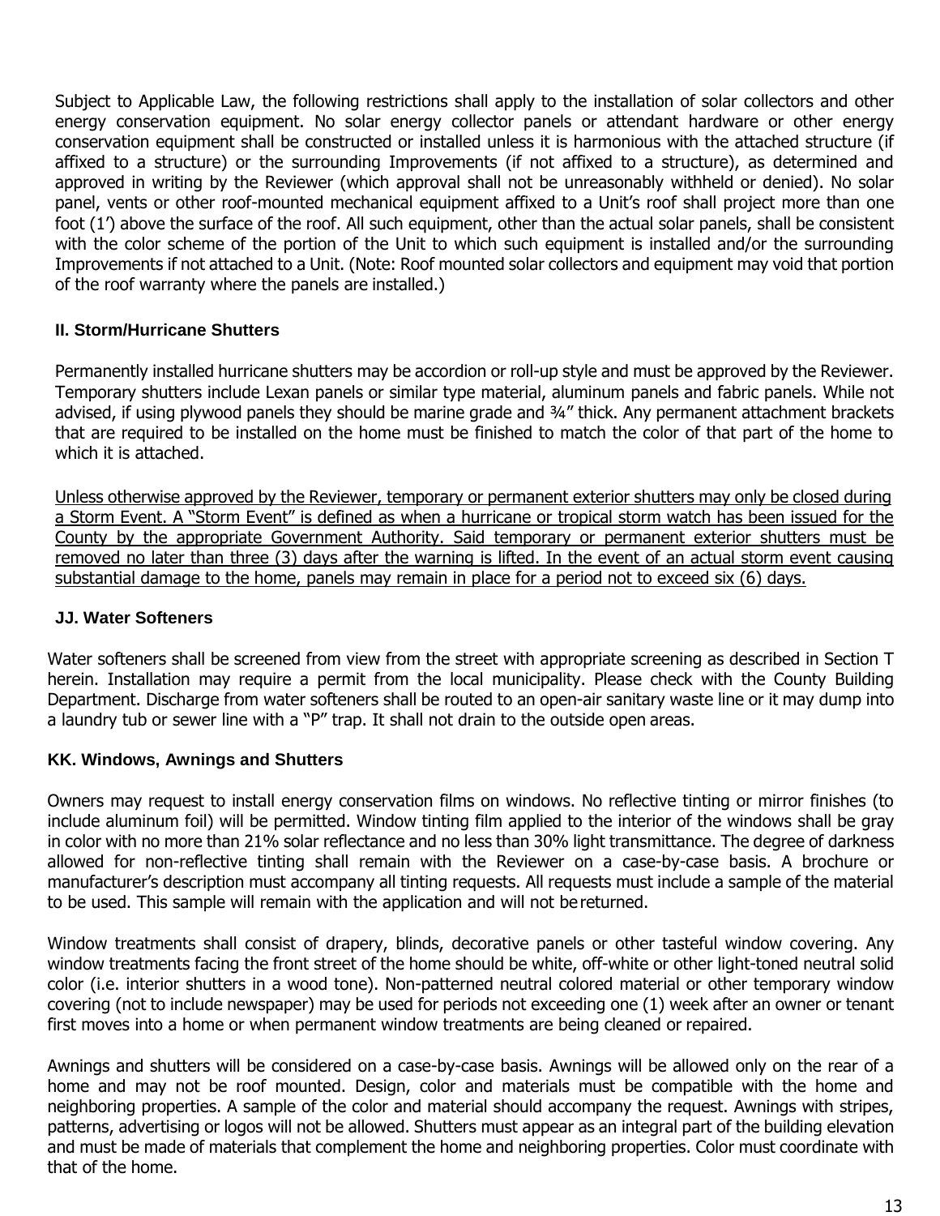Subject to Applicable Law, the following restrictions shall apply to the installation of solar collectors and other energy conservation equipment. No solar energy collector panels or attendant hardware or other energy conservation equipment shall be constructed or installed unless it is harmonious with the attached structure (if affixed to a structure) or the surrounding Improvements (if not affixed to a structure), as determined and approved in writing by the Reviewer (which approval shall not be unreasonably withheld or denied). No solar panel, vents or other roof-mounted mechanical equipment affixed to a Unit's roof shall project more than one foot (1') above the surface of the roof. All such equipment, other than the actual solar panels, shall be consistent with the color scheme of the portion of the Unit to which such equipment is installed and/or the surrounding Improvements if not attached to a Unit. (Note: Roof mounted solar collectors and equipment may void that portion of the roof warranty where the panels are installed.)

### II. Storm/Hurricane Shutters

Permanently installed hurricane shutters may be accordion or roll-up style and must be approved by the Reviewer. Temporary shutters include Lexan panels or similar type material, aluminum panels and fabric panels. While not advised, if using plywood panels they should be marine grade and ¾" thick. Any permanent attachment brackets that are required to be installed on the home must be finished to match the color of that part of the home to which it is attached.

<u>Unless otherwise approved by the Reviewer, temporary or permanent exterior shutters may only be closed during a Storm Event. A "Storm Event" is defined as when a hurricane or tropical storm watch has been issued for the County by the appropriate Government Authority. Said temporary or permanent exterior shutters must be removed no later than three (3) days after the warning is lifted. In the event of an actual storm event causing substantial damage to the home, panels may remain in place for a period not to exceed six (6) days.</u>

### JJ. Water Softeners

Water softeners shall be screened from view from the street with appropriate screening as described in Section T herein. Installation may require a permit from the local municipality. Please check with the County Building Department. Discharge from water softeners shall be routed to an open-air sanitary waste line or it may dump into a laundry tub or sewer line with a "P" trap. It shall not drain to the outside open areas.

### KK. Windows, Awnings and Shutters

Owners may request to install energy conservation films on windows. No reflective tinting or mirror finishes (to include aluminum foil) will be permitted. Window tinting film applied to the interior of the windows shall be gray in color with no more than 21% solar reflectance and no less than 30% light transmittance. The degree of darkness allowed for non-reflective tinting shall remain with the Reviewer on a case-by-case basis. A brochure or manufacturer's description must accompany all tinting requests. All requests must include a sample of the material to be used. This sample will remain with the application and will not be returned.

Window treatments shall consist of drapery, blinds, decorative panels or other tasteful window covering. Any window treatments facing the front street of the home should be white, off-white or other light-toned neutral solid color (i.e. interior shutters in a wood tone). Non-patterned neutral colored material or other temporary window covering (not to include newspaper) may be used for periods not exceeding one (1) week after an owner or tenant first moves into a home or when permanent window treatments are being cleaned or repaired.

Awnings and shutters will be considered on a case-by-case basis. Awnings will be allowed only on the rear of a home and may not be roof mounted. Design, color and materials must be compatible with the home and neighboring properties. A sample of the color and material should accompany the request. Awnings with stripes, patterns, advertising or logos will not be allowed. Shutters must appear as an integral part of the building elevation and must be made of materials that complement the home and neighboring properties. Color must coordinate with that of the home.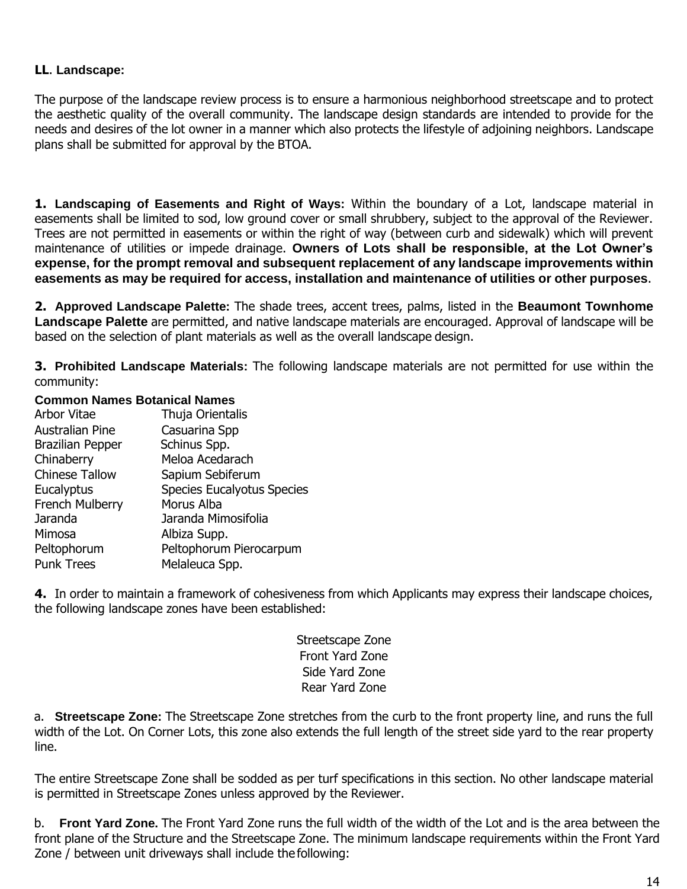**LL. Landscape:**

The purpose of the landscape review process is to ensure a harmonious neighborhood streetscape and to protect the aesthetic quality of the overall community. The landscape design standards are intended to provide for the needs and desires of the lot owner in a manner which also protects the lifestyle of adjoining neighbors. Landscape plans shall be submitted for approval by the BTOA.

**1. Landscaping of Easements and Right of Ways:** Within the boundary of a Lot, landscape material in easements shall be limited to sod, low ground cover or small shrubbery, subject to the approval of the Reviewer. Trees are not permitted in easements or within the right of way (between curb and sidewalk) which will prevent maintenance of utilities or impede drainage. **Owners of Lots shall be responsible, at the Lot Owner's expense, for the prompt removal and subsequent replacement of any landscape improvements within easements as may be required for access, installation and maintenance of utilities or other purposes**.

**2. Approved Landscape Palette:** The shade trees, accent trees, palms, listed in the **Beaumont Townhome Landscape Palette** are permitted, and native landscape materials are encouraged. Approval of landscape will be based on the selection of plant materials as well as the overall landscape design.

**3. Prohibited Landscape Materials:** The following landscape materials are not permitted for use within the community:

| Common Names | Botanical Names |
|---|---|
| Arbor Vitae | Thuja Orientalis |
| Australian Pine | Casuarina Spp |
| Brazilian Pepper | Schinus Spp. |
| Chinaberry | Meloa Acedarach |
| Chinese Tallow | Sapium Sebiferum |
| Eucalyptus | Species Eucalyotus Species |
| French Mulberry | Morus Alba |
| Jaranda | Jaranda Mimosifolia |
| Mimosa | Albiza Supp. |
| Peltophorum | Peltophorum Pierocarpum |
| Punk Trees | Melaleuca Spp. |

**4.** In order to maintain a framework of cohesiveness from which Applicants may express their landscape choices, the following landscape zones have been established:

Streetscape Zone
Front Yard Zone
Side Yard Zone
Rear Yard Zone

a. **Streetscape Zone:** The Streetscape Zone stretches from the curb to the front property line, and runs the full width of the Lot. On Corner Lots, this zone also extends the full length of the street side yard to the rear property line.

The entire Streetscape Zone shall be sodded as per turf specifications in this section. No other landscape material is permitted in Streetscape Zones unless approved by the Reviewer.

b. **Front Yard Zone.** The Front Yard Zone runs the full width of the width of the Lot and is the area between the front plane of the Structure and the Streetscape Zone. The minimum landscape requirements within the Front Yard Zone / between unit driveways shall include the following: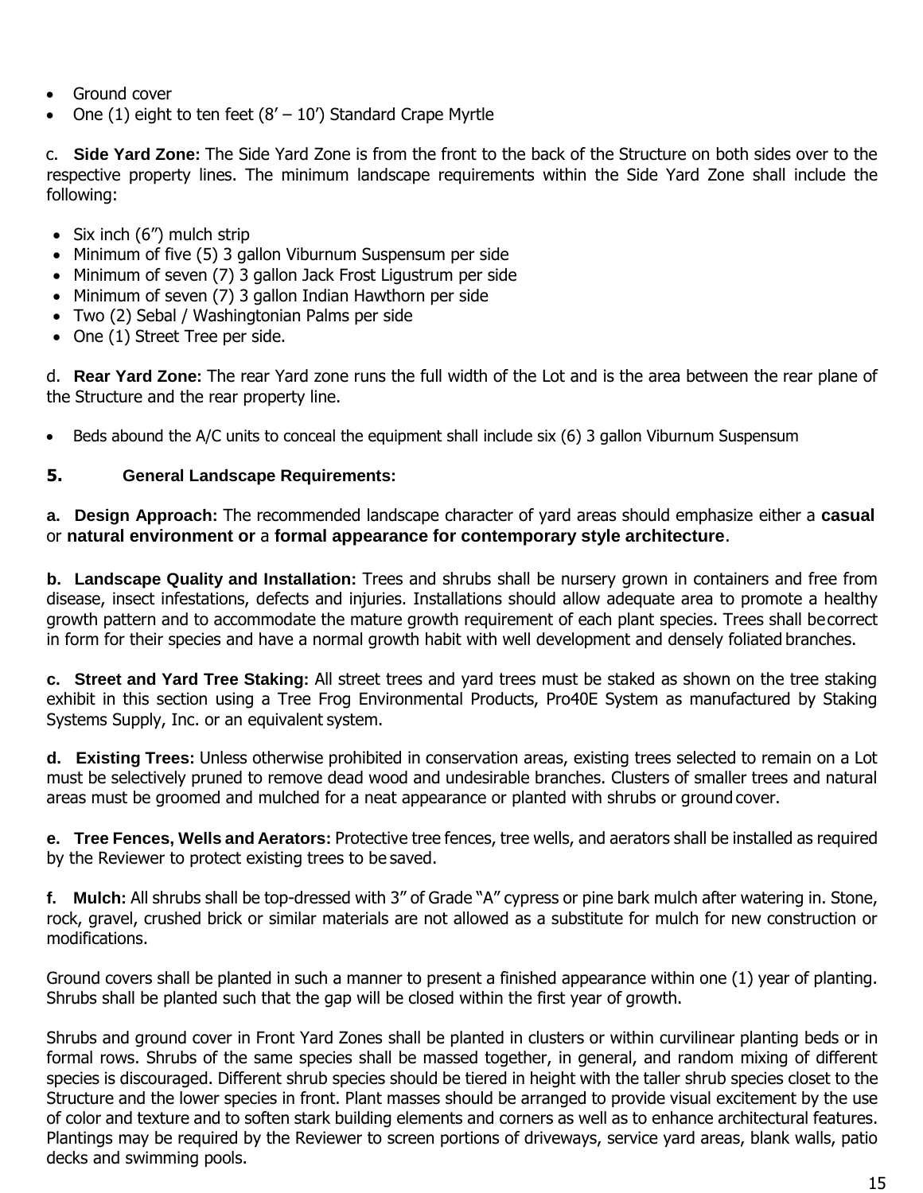- Ground cover
- One (1) eight to ten feet (8' – 10') Standard Crape Myrtle

c. **Side Yard Zone:** The Side Yard Zone is from the front to the back of the Structure on both sides over to the respective property lines. The minimum landscape requirements within the Side Yard Zone shall include the following:

- Six inch (6") mulch strip
- Minimum of five (5) 3 gallon Viburnum Suspensum per side
- Minimum of seven (7) 3 gallon Jack Frost Ligustrum per side
- Minimum of seven (7) 3 gallon Indian Hawthorn per side
- Two (2) Sebal / Washingtonian Palms per side
- One (1) Street Tree per side.

d. **Rear Yard Zone:** The rear Yard zone runs the full width of the Lot and is the area between the rear plane of the Structure and the rear property line.

- Beds abound the A/C units to conceal the equipment shall include six (6) 3 gallon Viburnum Suspensum

## 5. General Landscape Requirements:

**a. Design Approach:** The recommended landscape character of yard areas should emphasize either a **casual** or **natural environment or** a **formal appearance for contemporary style architecture**.

**b. Landscape Quality and Installation:** Trees and shrubs shall be nursery grown in containers and free from disease, insect infestations, defects and injuries. Installations should allow adequate area to promote a healthy growth pattern and to accommodate the mature growth requirement of each plant species. Trees shall be correct in form for their species and have a normal growth habit with well development and densely foliated branches.

**c. Street and Yard Tree Staking:** All street trees and yard trees must be staked as shown on the tree staking exhibit in this section using a Tree Frog Environmental Products, Pro40E System as manufactured by Staking Systems Supply, Inc. or an equivalent system.

**d. Existing Trees:** Unless otherwise prohibited in conservation areas, existing trees selected to remain on a Lot must be selectively pruned to remove dead wood and undesirable branches. Clusters of smaller trees and natural areas must be groomed and mulched for a neat appearance or planted with shrubs or ground cover.

**e. Tree Fences, Wells and Aerators:** Protective tree fences, tree wells, and aerators shall be installed as required by the Reviewer to protect existing trees to be saved.

**f. Mulch:** All shrubs shall be top-dressed with 3" of Grade "A" cypress or pine bark mulch after watering in. Stone, rock, gravel, crushed brick or similar materials are not allowed as a substitute for mulch for new construction or modifications.

Ground covers shall be planted in such a manner to present a finished appearance within one (1) year of planting. Shrubs shall be planted such that the gap will be closed within the first year of growth.

Shrubs and ground cover in Front Yard Zones shall be planted in clusters or within curvilinear planting beds or in formal rows. Shrubs of the same species shall be massed together, in general, and random mixing of different species is discouraged. Different shrub species should be tiered in height with the taller shrub species closet to the Structure and the lower species in front. Plant masses should be arranged to provide visual excitement by the use of color and texture and to soften stark building elements and corners as well as to enhance architectural features. Plantings may be required by the Reviewer to screen portions of driveways, service yard areas, blank walls, patio decks and swimming pools.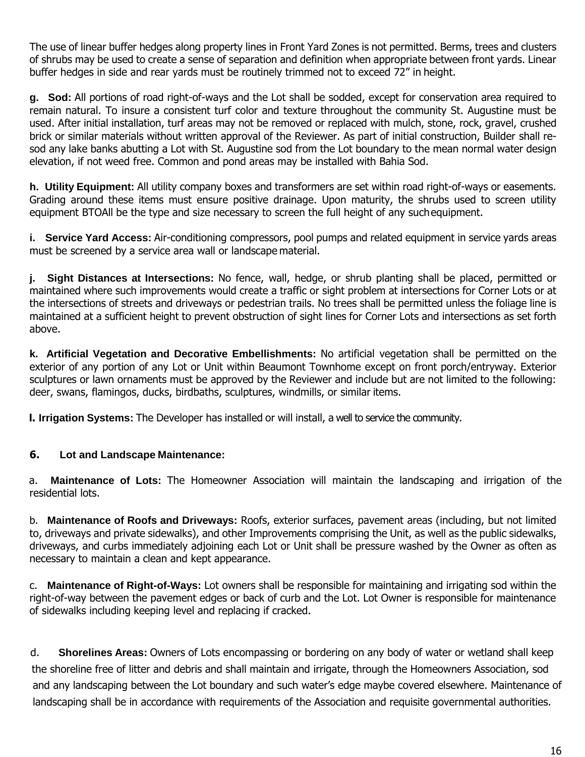The use of linear buffer hedges along property lines in Front Yard Zones is not permitted. Berms, trees and clusters of shrubs may be used to create a sense of separation and definition when appropriate between front yards. Linear buffer hedges in side and rear yards must be routinely trimmed not to exceed 72" in height.

**g. Sod:** All portions of road right-of-ways and the Lot shall be sodded, except for conservation area required to remain natural. To insure a consistent turf color and texture throughout the community St. Augustine must be used. After initial installation, turf areas may not be removed or replaced with mulch, stone, rock, gravel, crushed brick or similar materials without written approval of the Reviewer. As part of initial construction, Builder shall re-sod any lake banks abutting a Lot with St. Augustine sod from the Lot boundary to the mean normal water design elevation, if not weed free. Common and pond areas may be installed with Bahia Sod.

**h. Utility Equipment:** All utility company boxes and transformers are set within road right-of-ways or easements. Grading around these items must ensure positive drainage. Upon maturity, the shrubs used to screen utility equipment BTOAll be the type and size necessary to screen the full height of any such equipment.

**i. Service Yard Access:** Air-conditioning compressors, pool pumps and related equipment in service yards areas must be screened by a service area wall or landscape material.

**j. Sight Distances at Intersections:** No fence, wall, hedge, or shrub planting shall be placed, permitted or maintained where such improvements would create a traffic or sight problem at intersections for Corner Lots or at the intersections of streets and driveways or pedestrian trails. No trees shall be permitted unless the foliage line is maintained at a sufficient height to prevent obstruction of sight lines for Corner Lots and intersections as set forth above.

**k. Artificial Vegetation and Decorative Embellishments:** No artificial vegetation shall be permitted on the exterior of any portion of any Lot or Unit within Beaumont Townhome except on front porch/entryway. Exterior sculptures or lawn ornaments must be approved by the Reviewer and include but are not limited to the following: deer, swans, flamingos, ducks, birdbaths, sculptures, windmills, or similar items.

**l. Irrigation Systems:** The Developer has installed or will install, a well to service the community.

**6. Lot and Landscape Maintenance:**

a. **Maintenance of Lots:** The Homeowner Association will maintain the landscaping and irrigation of the residential lots.

b. **Maintenance of Roofs and Driveways:** Roofs, exterior surfaces, pavement areas (including, but not limited to, driveways and private sidewalks), and other Improvements comprising the Unit, as well as the public sidewalks, driveways, and curbs immediately adjoining each Lot or Unit shall be pressure washed by the Owner as often as necessary to maintain a clean and kept appearance.

c. **Maintenance of Right-of-Ways:** Lot owners shall be responsible for maintaining and irrigating sod within the right-of-way between the pavement edges or back of curb and the Lot. Lot Owner is responsible for maintenance of sidewalks including keeping level and replacing if cracked.

d. **Shorelines Areas:** Owners of Lots encompassing or bordering on any body of water or wetland shall keep the shoreline free of litter and debris and shall maintain and irrigate, through the Homeowners Association, sod and any landscaping between the Lot boundary and such water's edge maybe covered elsewhere. Maintenance of landscaping shall be in accordance with requirements of the Association and requisite governmental authorities.